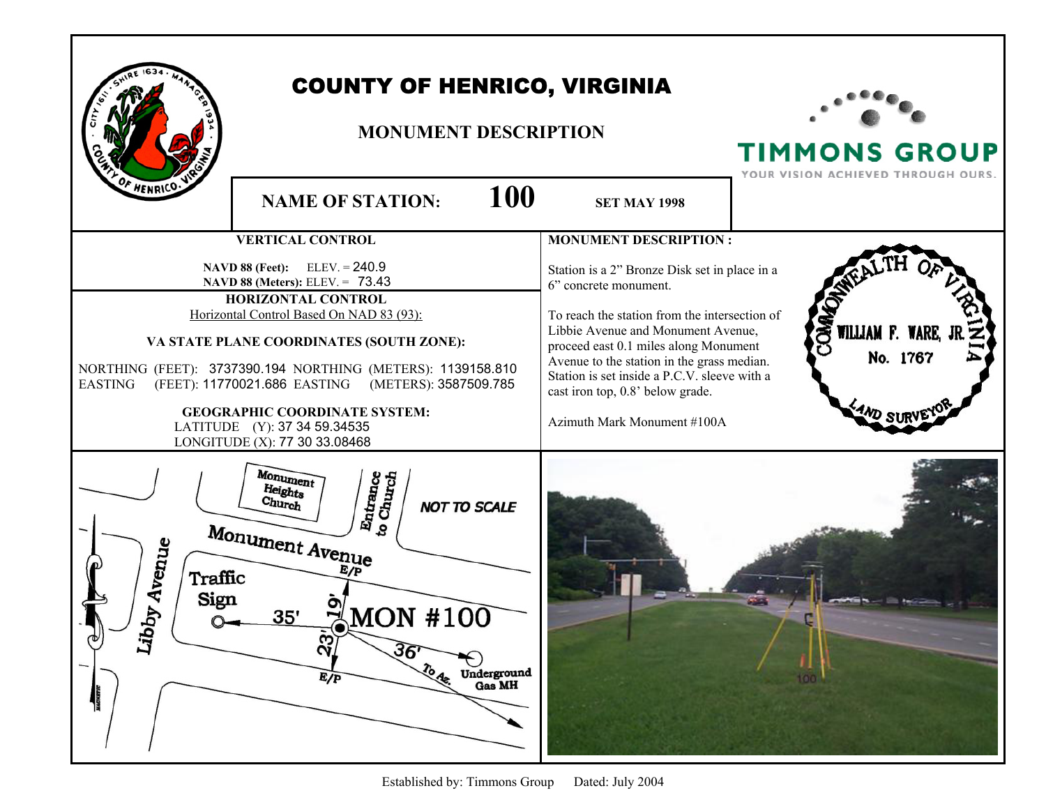# COUNTY OF HENRICO, VIRGINIA

## MONUMENT DESCRIPTION

TIMMONS GROUP
YOUR VISION ACHIEVED THROUGH OURS.

**NAME OF STATION:** **100** **SET MAY 1998**

### VERTICAL CONTROL

**NAVD 88 (Feet):** ELEV. = 240.9
**NAVD 88 (Meters):** ELEV. = 73.43

### HORIZONTAL CONTROL

Horizontal Control Based On NAD 83 (93):

**VA STATE PLANE COORDINATES (SOUTH ZONE):**

NORTHING (FEET): 3737390.194 NORTHING (METERS): 1139158.810
EASTING (FEET): 11770021.686 EASTING (METERS): 3587509.785

**GEOGRAPHIC COORDINATE SYSTEM:**

LATITUDE (Y): 37 34 59.34535
LONGITUDE (X): 77 30 33.08468

### MONUMENT DESCRIPTION :

Station is a 2" Bronze Disk set in place in a 6" concrete monument.

To reach the station from the intersection of Libbie Avenue and Monument Avenue, proceed east 0.1 miles along Monument Avenue to the station in the grass median. Station is set inside a P.C.V. sleeve with a cast iron top, 0.8' below grade.

Azimuth Mark Monument #100A

COMMONWEALTH OF VIRGINIA
WILLIAM F. WARE, JR.
No. 1767
LAND SURVEYOR

Monument Heights Church
Entrance to Church
NOT TO SCALE
Monument Avenue
E/P
Libby Avenue
Traffic Sign
35'
19'
MON #100
23'
36'
E/P
To Az.
Underground Gas MH

Established by: Timmons Group Dated: July 2004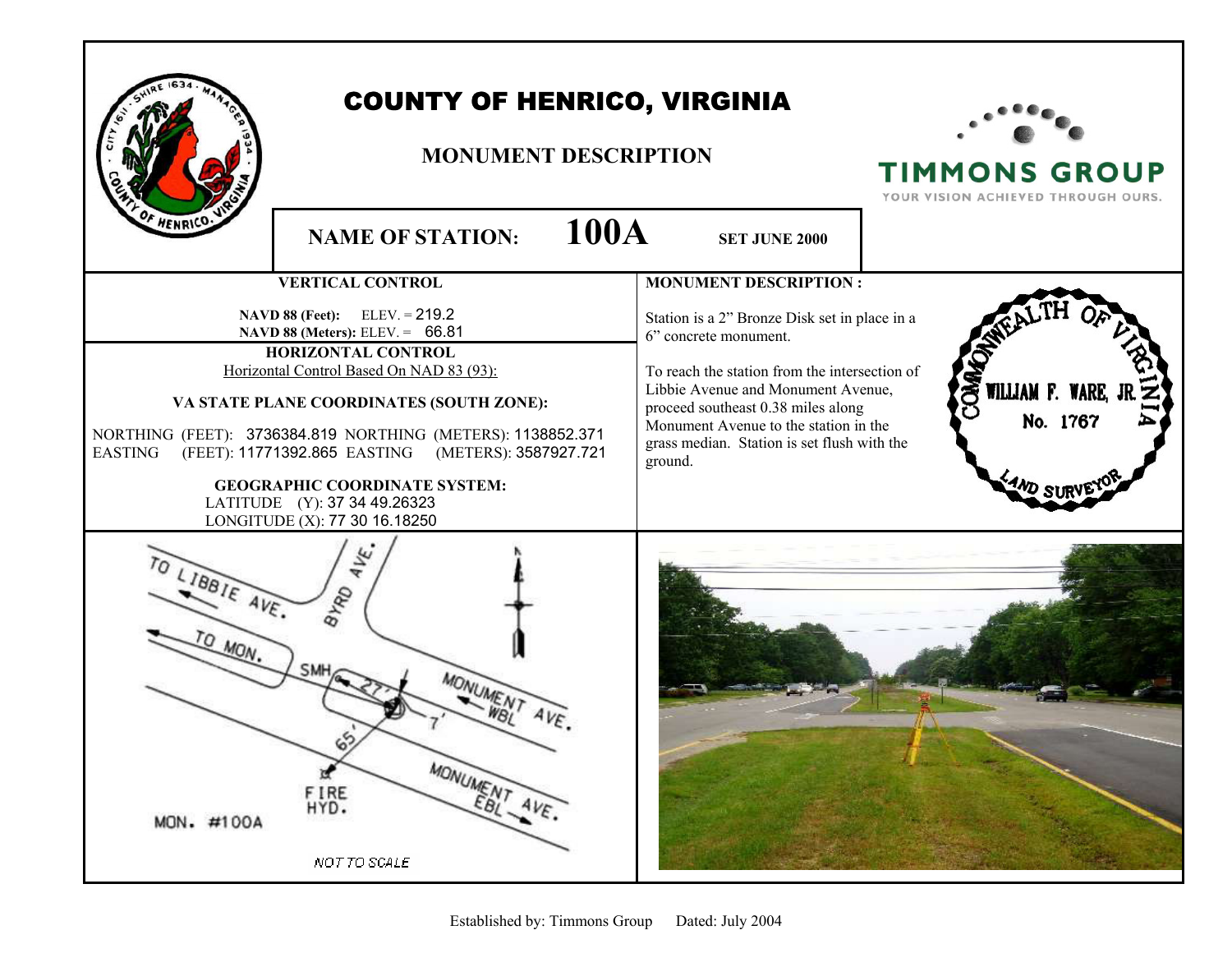# COUNTY OF HENRICO, VIRGINIA

## MONUMENT DESCRIPTION

TIMMONS GROUP
YOUR VISION ACHIEVED THROUGH OURS.

**NAME OF STATION: 100A** **SET JUNE 2000**

### VERTICAL CONTROL

**NAVD 88 (Feet):** ELEV. = 219.2
**NAVD 88 (Meters):** ELEV. = 66.81

### HORIZONTAL CONTROL

Horizontal Control Based On NAD 83 (93):

**VA STATE PLANE COORDINATES (SOUTH ZONE):**

NORTHING (FEET): 3736384.819 NORTHING (METERS): 1138852.371
EASTING (FEET): 11771392.865 EASTING (METERS): 3587927.721

**GEOGRAPHIC COORDINATE SYSTEM:**

LATITUDE (Y): 37 34 49.26323
LONGITUDE (X): 77 30 16.18250

### MONUMENT DESCRIPTION :

Station is a 2" Bronze Disk set in place in a 6" concrete monument.

To reach the station from the intersection of Libbie Avenue and Monument Avenue, proceed southeast 0.38 miles along Monument Avenue to the station in the grass median. Station is set flush with the ground.

COMMONWEALTH OF VIRGINIA
WILLIAM F. WARE, JR.
No. 1767
LAND SURVEYOR

TO LIBBIE AVE.
BYRD AVE.
TO MON.
SMH
27'
7'
65'
MONUMENT AVE. WBL
MONUMENT AVE. EBL
FIRE HYD.
MON. #100A
NOT TO SCALE

Established by: Timmons Group Dated: July 2004